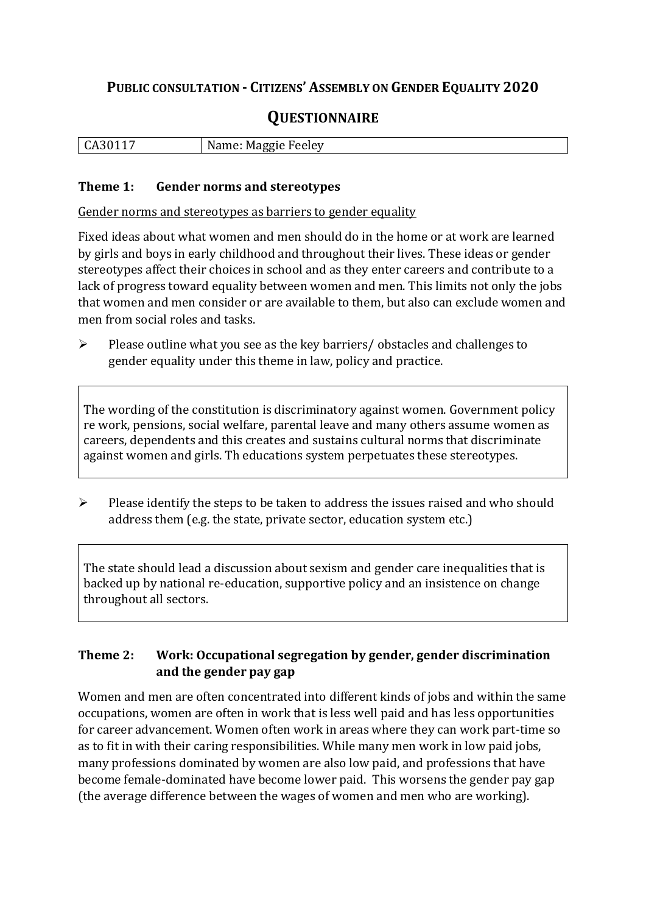# PUBLIC CONSULTATION - CITIZENS' ASSEMBLY ON GENDER EQUALITY 2020

## QUESTIONNAIRE

| CA30117 | Name: Maggie Feeley |
| --- | --- |

### Theme 1: Gender norms and stereotypes

Gender norms and stereotypes as barriers to gender equality

Fixed ideas about what women and men should do in the home or at work are learned by girls and boys in early childhood and throughout their lives. These ideas or gender stereotypes affect their choices in school and as they enter careers and contribute to a lack of progress toward equality between women and men. This limits not only the jobs that women and men consider or are available to them, but also can exclude women and men from social roles and tasks.

- Please outline what you see as the key barriers/ obstacles and challenges to gender equality under this theme in law, policy and practice.

The wording of the constitution is discriminatory against women. Government policy re work, pensions, social welfare, parental leave and many others assume women as careers, dependents and this creates and sustains cultural norms that discriminate against women and girls. Th educations system perpetuates these stereotypes.

- Please identify the steps to be taken to address the issues raised and who should address them (e.g. the state, private sector, education system etc.)

The state should lead a discussion about sexism and gender care inequalities that is backed up by national re-education, supportive policy and an insistence on change throughout all sectors.

### Theme 2: Work: Occupational segregation by gender, gender discrimination and the gender pay gap

Women and men are often concentrated into different kinds of jobs and within the same occupations, women are often in work that is less well paid and has less opportunities for career advancement. Women often work in areas where they can work part-time so as to fit in with their caring responsibilities. While many men work in low paid jobs, many professions dominated by women are also low paid, and professions that have become female-dominated have become lower paid. This worsens the gender pay gap (the average difference between the wages of women and men who are working).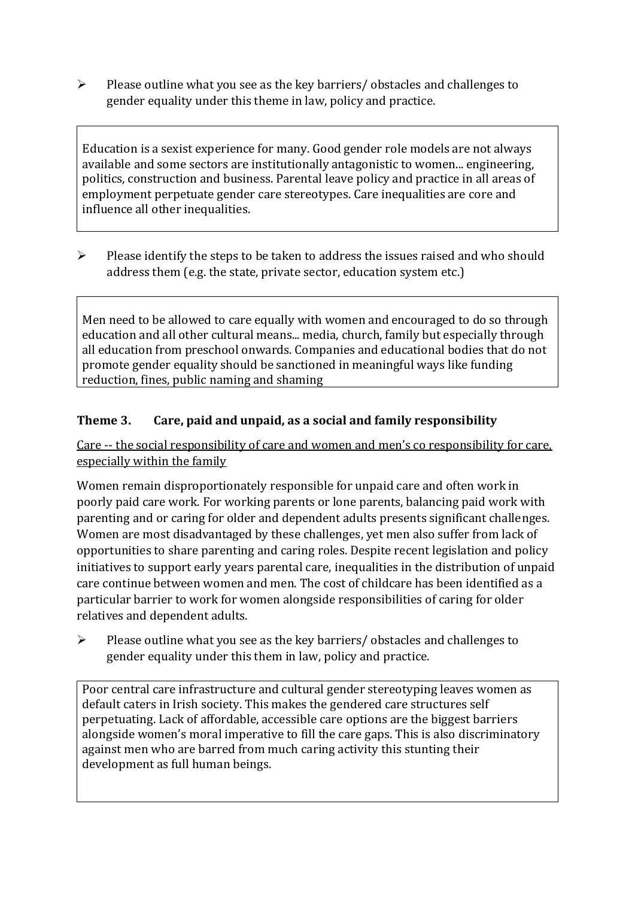- Please outline what you see as the key barriers/ obstacles and challenges to gender equality under this theme in law, policy and practice.

> Education is a sexist experience for many. Good gender role models are not always available and some sectors are institutionally antagonistic to women... engineering, politics, construction and business. Parental leave policy and practice in all areas of employment perpetuate gender care stereotypes. Care inequalities are core and influence all other inequalities.

- Please identify the steps to be taken to address the issues raised and who should address them (e.g. the state, private sector, education system etc.)

> Men need to be allowed to care equally with women and encouraged to do so through education and all other cultural means... media, church, family but especially through all education from preschool onwards. Companies and educational bodies that do not promote gender equality should be sanctioned in meaningful ways like funding reduction, fines, public naming and shaming

### Theme 3. Care, paid and unpaid, as a social and family responsibility

<u>Care -- the social responsibility of care and women and men's co responsibility for care, especially within the family</u>

Women remain disproportionately responsible for unpaid care and often work in poorly paid care work. For working parents or lone parents, balancing paid work with parenting and or caring for older and dependent adults presents significant challenges. Women are most disadvantaged by these challenges, yet men also suffer from lack of opportunities to share parenting and caring roles. Despite recent legislation and policy initiatives to support early years parental care, inequalities in the distribution of unpaid care continue between women and men. The cost of childcare has been identified as a particular barrier to work for women alongside responsibilities of caring for older relatives and dependent adults.

- Please outline what you see as the key barriers/ obstacles and challenges to gender equality under this them in law, policy and practice.

> Poor central care infrastructure and cultural gender stereotyping leaves women as default caters in Irish society. This makes the gendered care structures self perpetuating. Lack of affordable, accessible care options are the biggest barriers alongside women's moral imperative to fill the care gaps. This is also discriminatory against men who are barred from much caring activity this stunting their development as full human beings.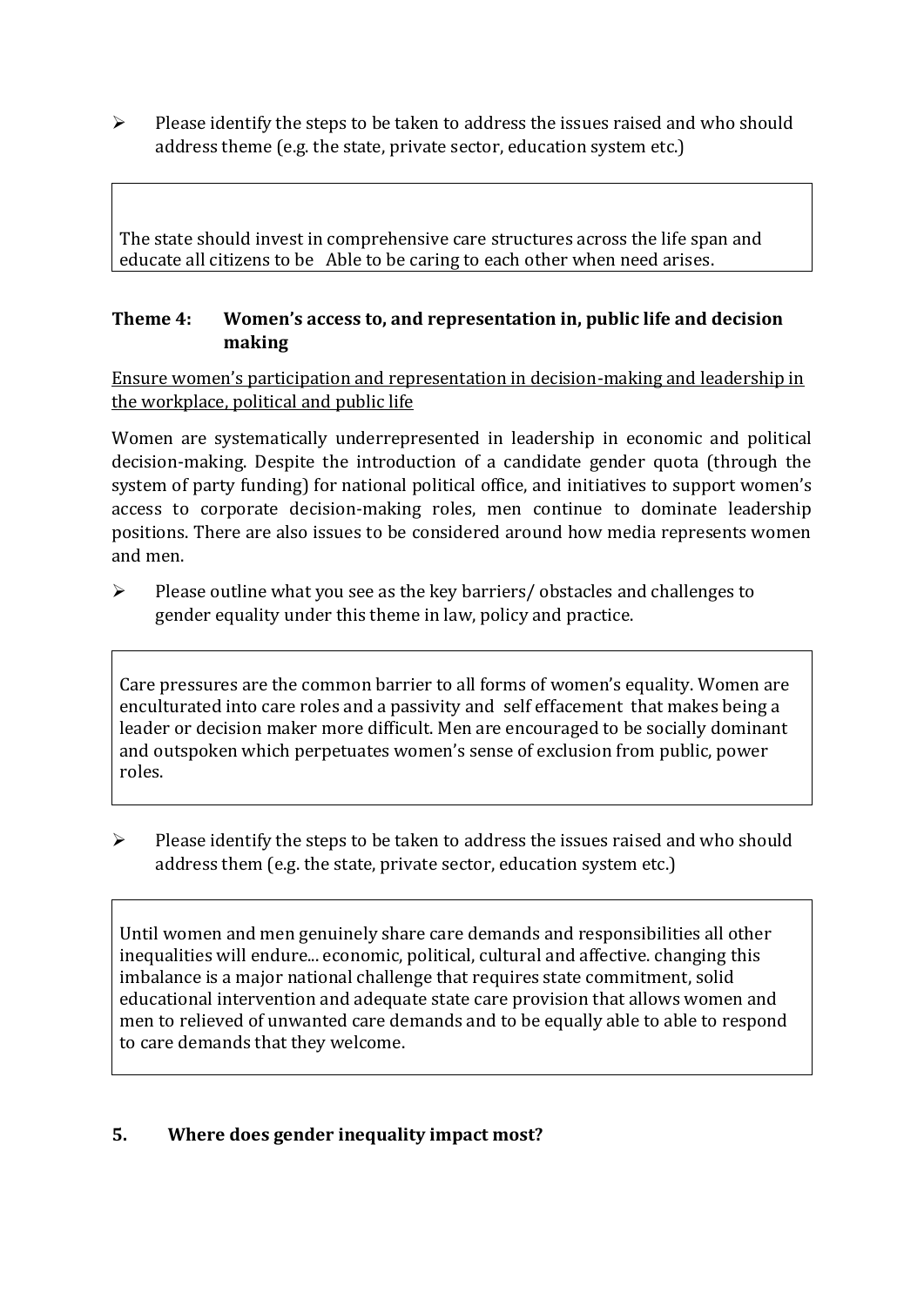- Please identify the steps to be taken to address the issues raised and who should address theme (e.g. the state, private sector, education system etc.)

> The state should invest in comprehensive care structures across the life span and educate all citizens to be Able to be caring to each other when need arises.

**Theme 4: Women's access to, and representation in, public life and decision making**

Ensure women's participation and representation in decision-making and leadership in the workplace, political and public life

Women are systematically underrepresented in leadership in economic and political decision-making. Despite the introduction of a candidate gender quota (through the system of party funding) for national political office, and initiatives to support women's access to corporate decision-making roles, men continue to dominate leadership positions. There are also issues to be considered around how media represents women and men.

- Please outline what you see as the key barriers/ obstacles and challenges to gender equality under this theme in law, policy and practice.

> Care pressures are the common barrier to all forms of women's equality. Women are enculturated into care roles and a passivity and self effacement that makes being a leader or decision maker more difficult. Men are encouraged to be socially dominant and outspoken which perpetuates women's sense of exclusion from public, power roles.

- Please identify the steps to be taken to address the issues raised and who should address them (e.g. the state, private sector, education system etc.)

> Until women and men genuinely share care demands and responsibilities all other inequalities will endure... economic, political, cultural and affective. changing this imbalance is a major national challenge that requires state commitment, solid educational intervention and adequate state care provision that allows women and men to relieved of unwanted care demands and to be equally able to able to respond to care demands that they welcome.

**5. Where does gender inequality impact most?**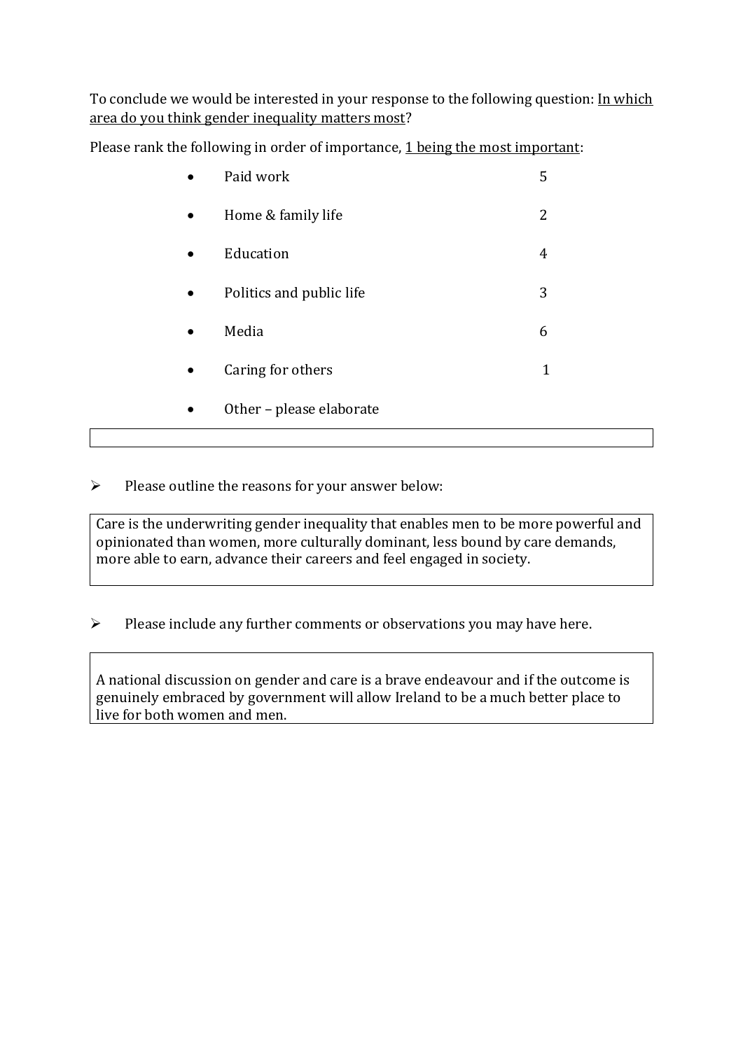To conclude we would be interested in your response to the following question: <u>In which area do you think gender inequality matters most</u>?

Please rank the following in order of importance, <u>1 being the most important</u>:

| | |
|---|---|
| • Paid work | 5 |
| • Home & family life | 2 |
| • Education | 4 |
| • Politics and public life | 3 |
| • Media | 6 |
| • Caring for others | 1 |
| • Other – please elaborate | |

➢ Please outline the reasons for your answer below:

Care is the underwriting gender inequality that enables men to be more powerful and opinionated than women, more culturally dominant, less bound by care demands, more able to earn, advance their careers and feel engaged in society.

➢ Please include any further comments or observations you may have here.

A national discussion on gender and care is a brave endeavour and if the outcome is genuinely embraced by government will allow Ireland to be a much better place to live for both women and men.